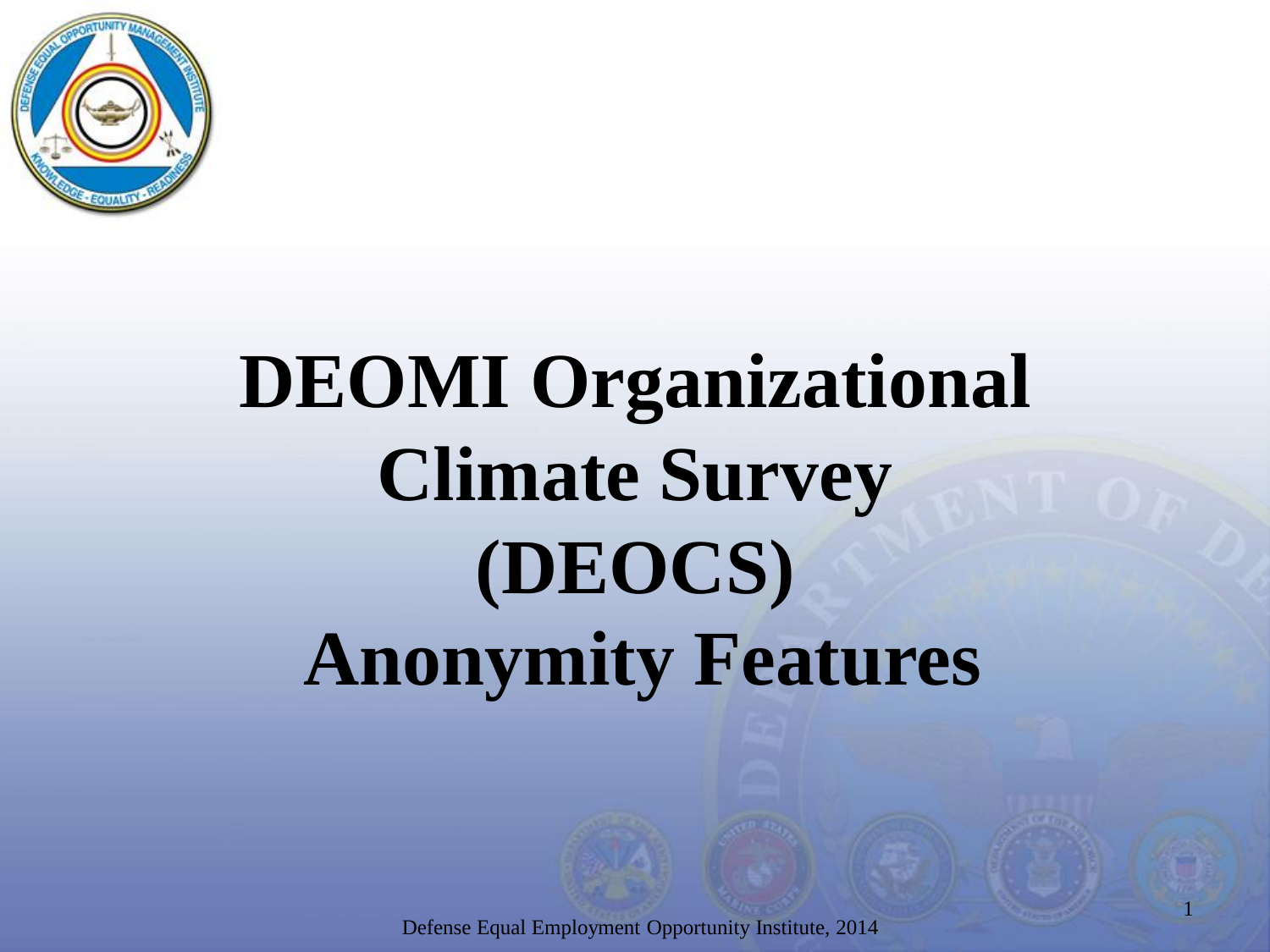# DEOMI Organizational Climate Survey (DEOCS) Anonymity Features

Defense Equal Employment Opportunity Institute, 2014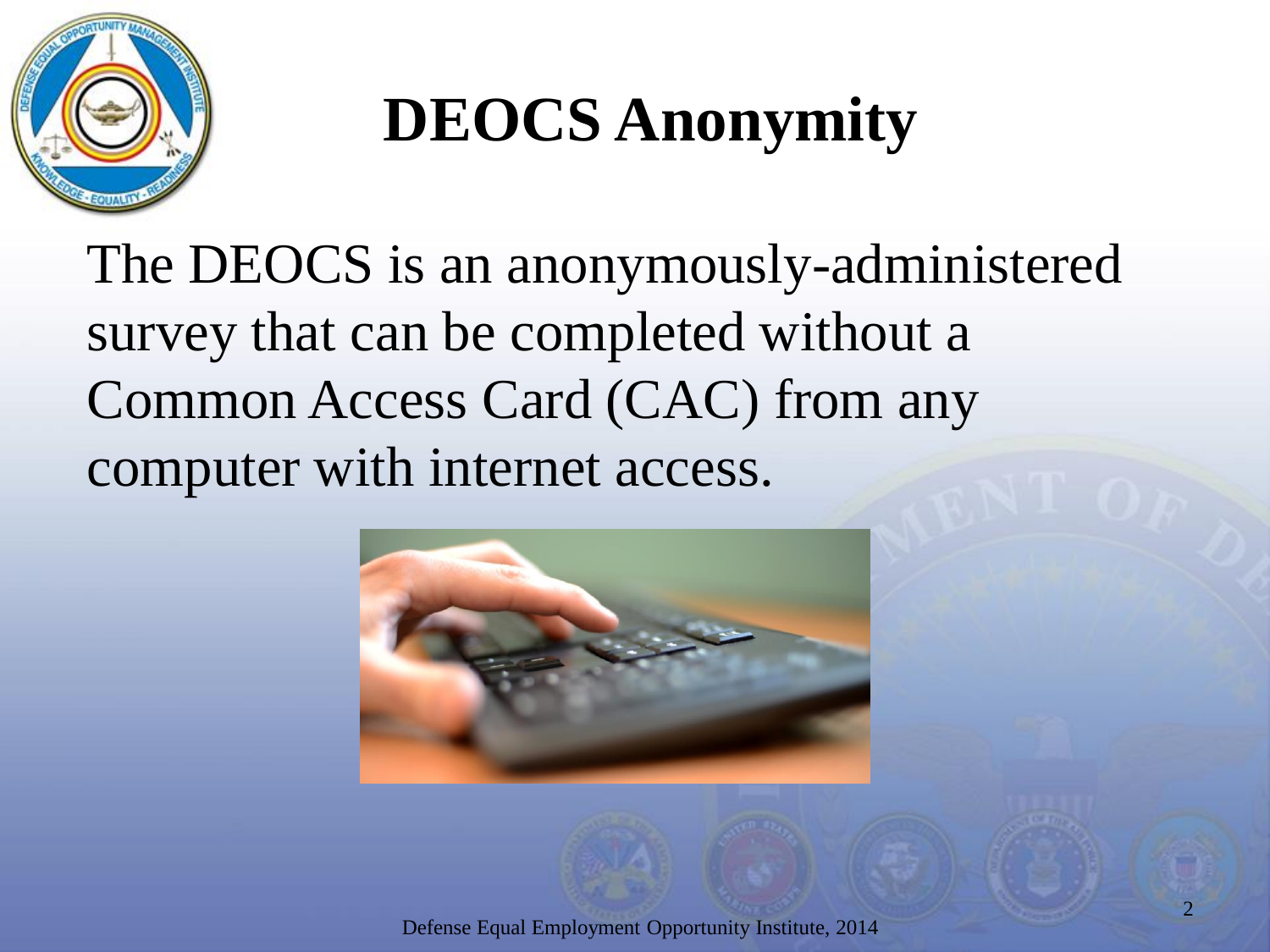# DEOCS Anonymity

The DEOCS is an anonymously-administered survey that can be completed without a Common Access Card (CAC) from any computer with internet access.

Defense Equal Employment Opportunity Institute, 2014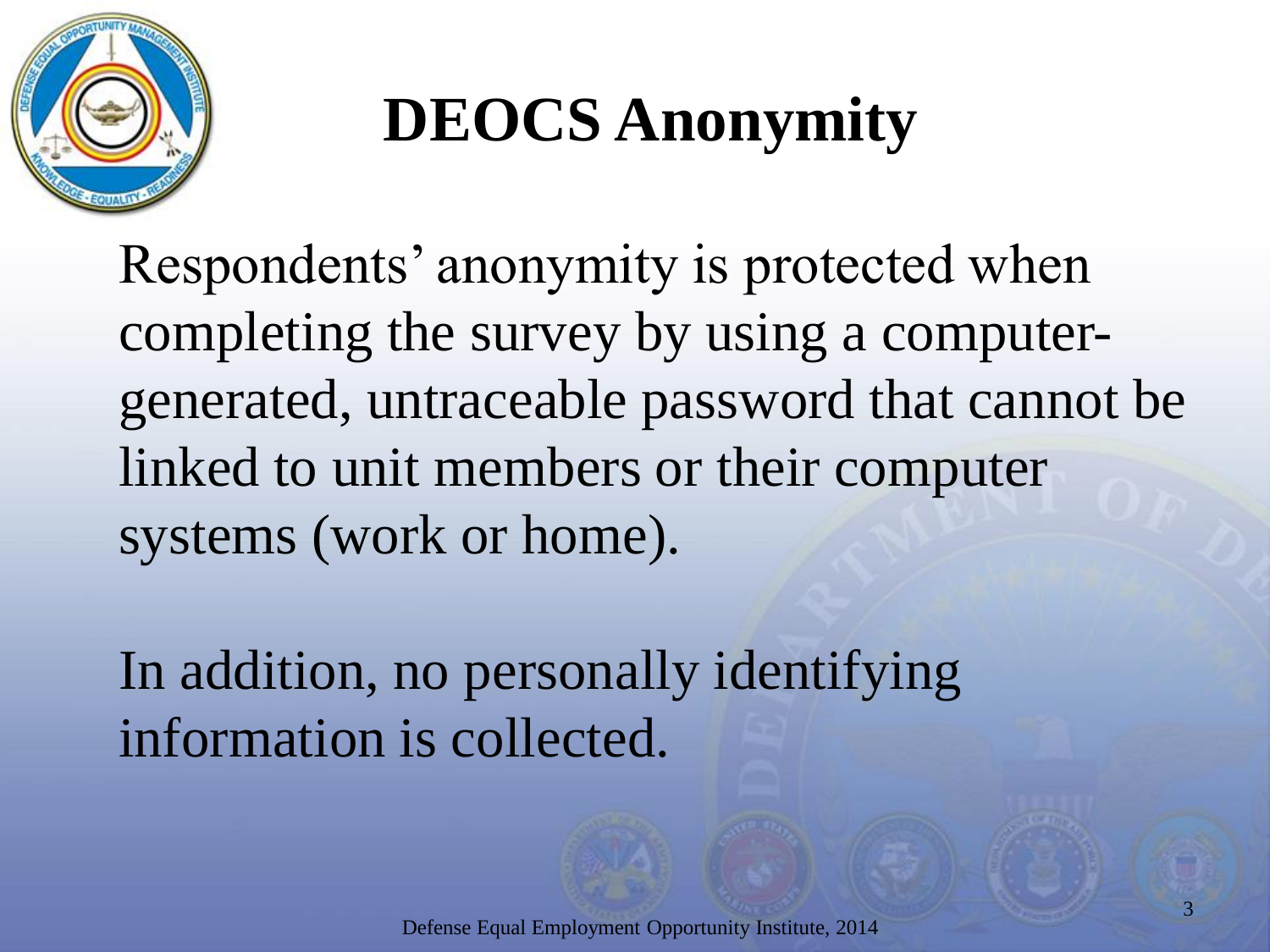# DEOCS Anonymity

Respondents' anonymity is protected when completing the survey by using a computer-generated, untraceable password that cannot be linked to unit members or their computer systems (work or home).

In addition, no personally identifying information is collected.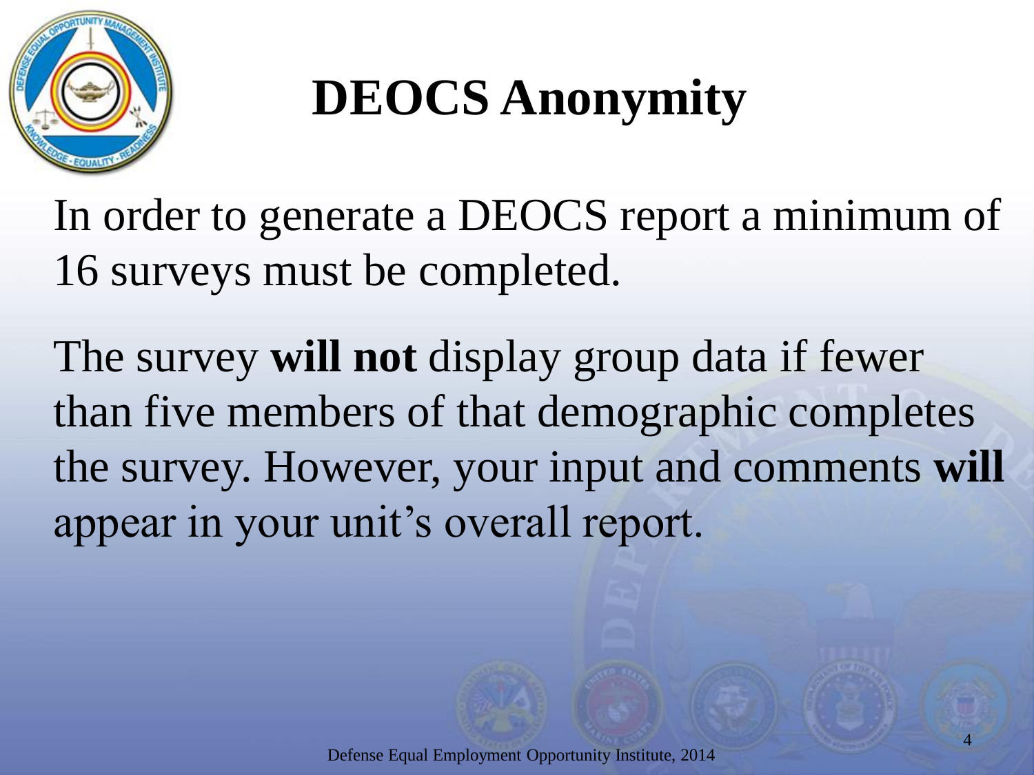# DEOCS Anonymity

In order to generate a DEOCS report a minimum of 16 surveys must be completed.

The survey **will not** display group data if fewer than five members of that demographic completes the survey. However, your input and comments **will** appear in your unit's overall report.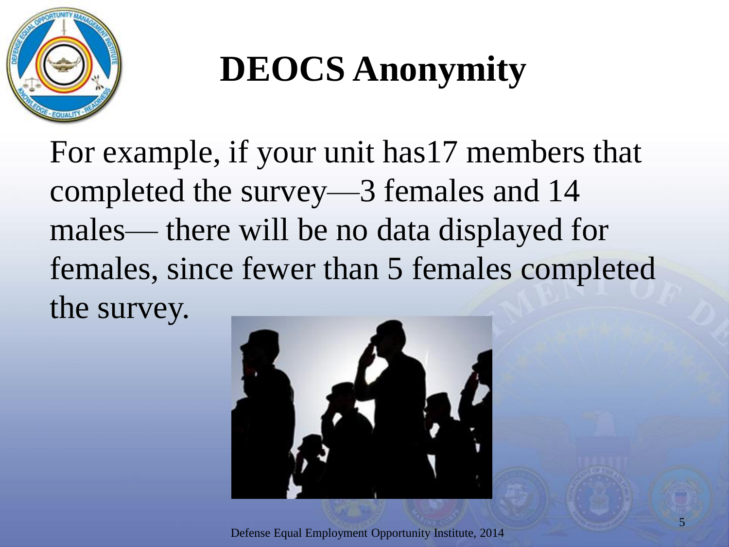# DEOCS Anonymity

For example, if your unit has17 members that completed the survey—3 females and 14 males— there will be no data displayed for females, since fewer than 5 females completed the survey.

Defense Equal Employment Opportunity Institute, 2014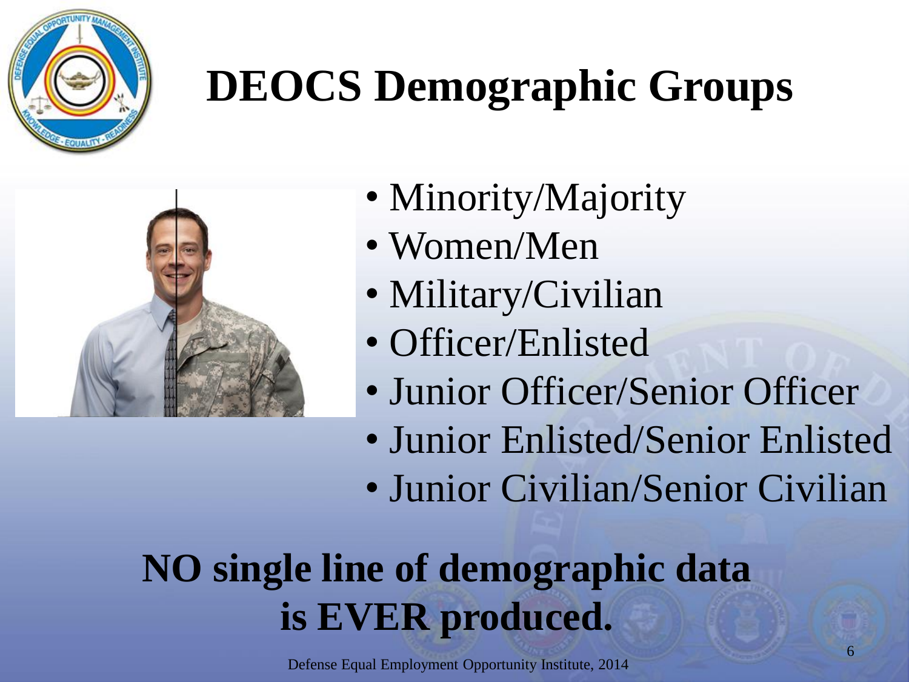# DEOCS Demographic Groups

- Minority/Majority
- Women/Men
- Military/Civilian
- Officer/Enlisted
- Junior Officer/Senior Officer
- Junior Enlisted/Senior Enlisted
- Junior Civilian/Senior Civilian

**NO single line of demographic data is EVER produced.**

Defense Equal Employment Opportunity Institute, 2014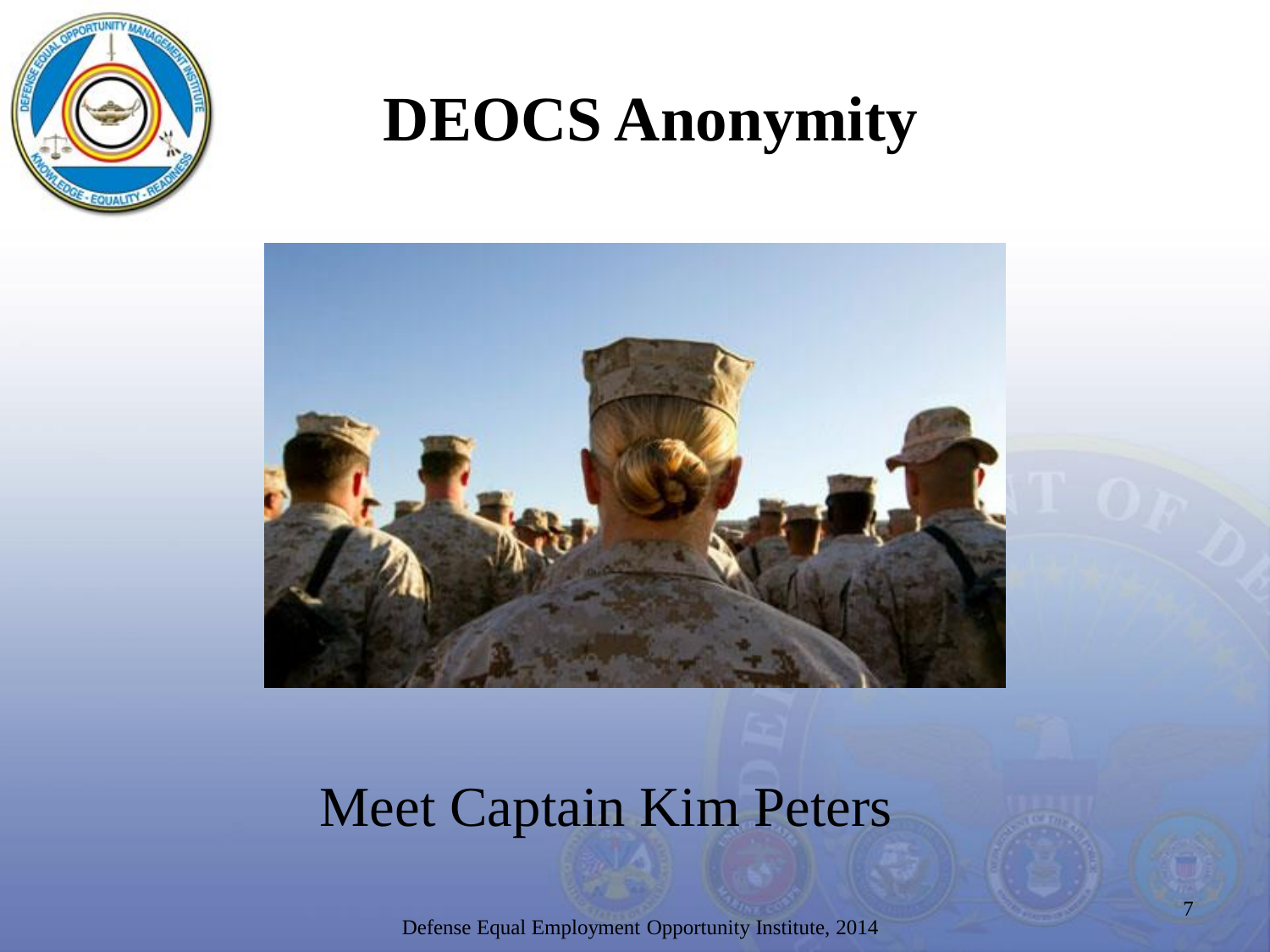# DEOCS Anonymity

Meet Captain Kim Peters

Defense Equal Employment Opportunity Institute, 2014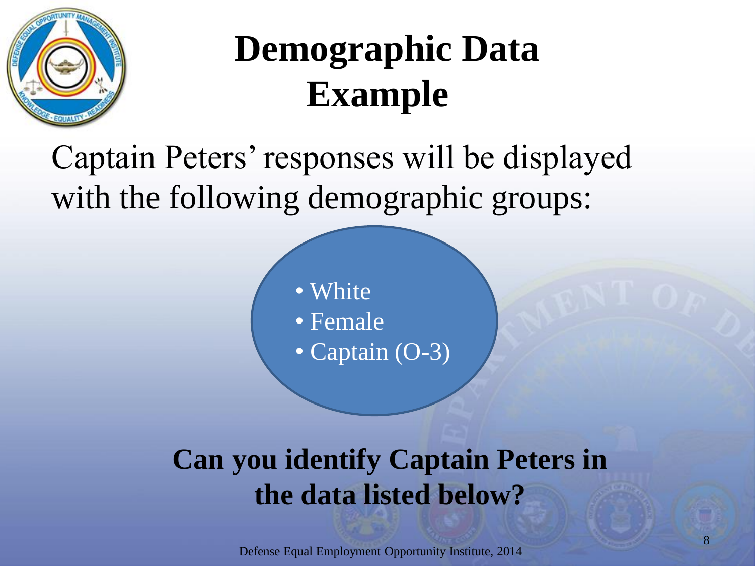# Demographic Data Example

Captain Peters' responses will be displayed with the following demographic groups:

- White
- Female
- Captain (O-3)

**Can you identify Captain Peters in the data listed below?**

Defense Equal Employment Opportunity Institute, 2014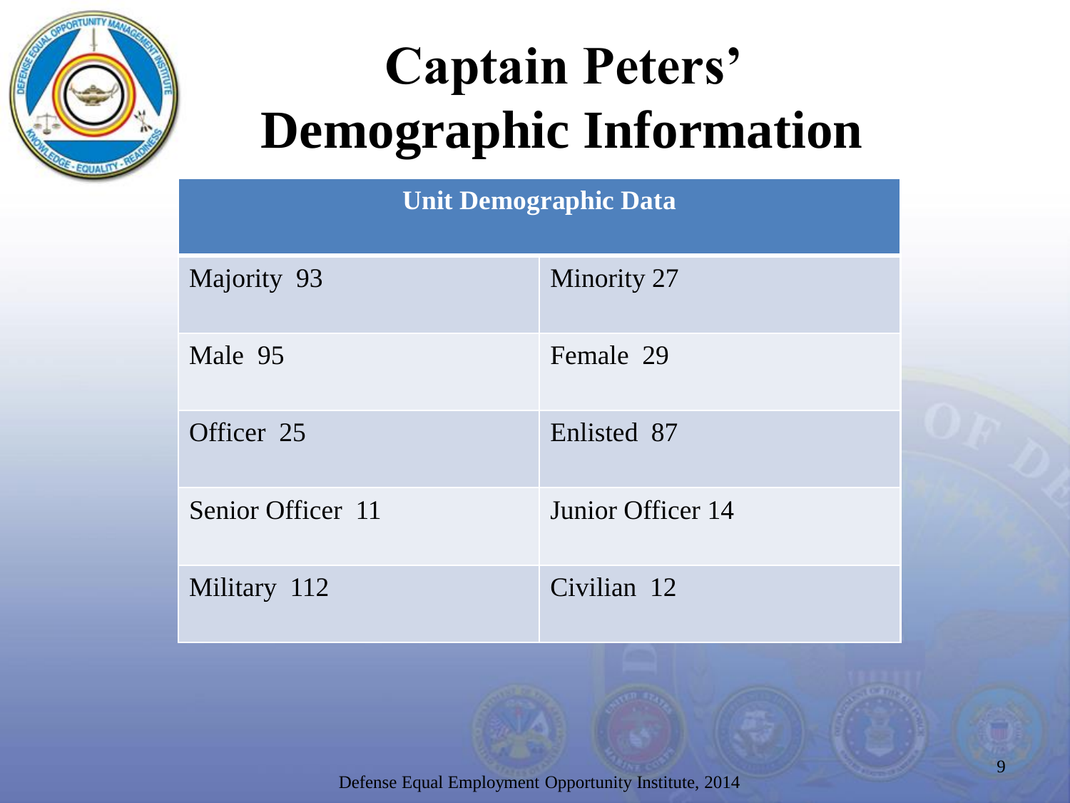# Captain Peters' Demographic Information

| Unit Demographic Data | |
|---|---|
| Majority 93 | Minority 27 |
| Male 95 | Female 29 |
| Officer 25 | Enlisted 87 |
| Senior Officer 11 | Junior Officer 14 |
| Military 112 | Civilian 12 |

Defense Equal Employment Opportunity Institute, 2014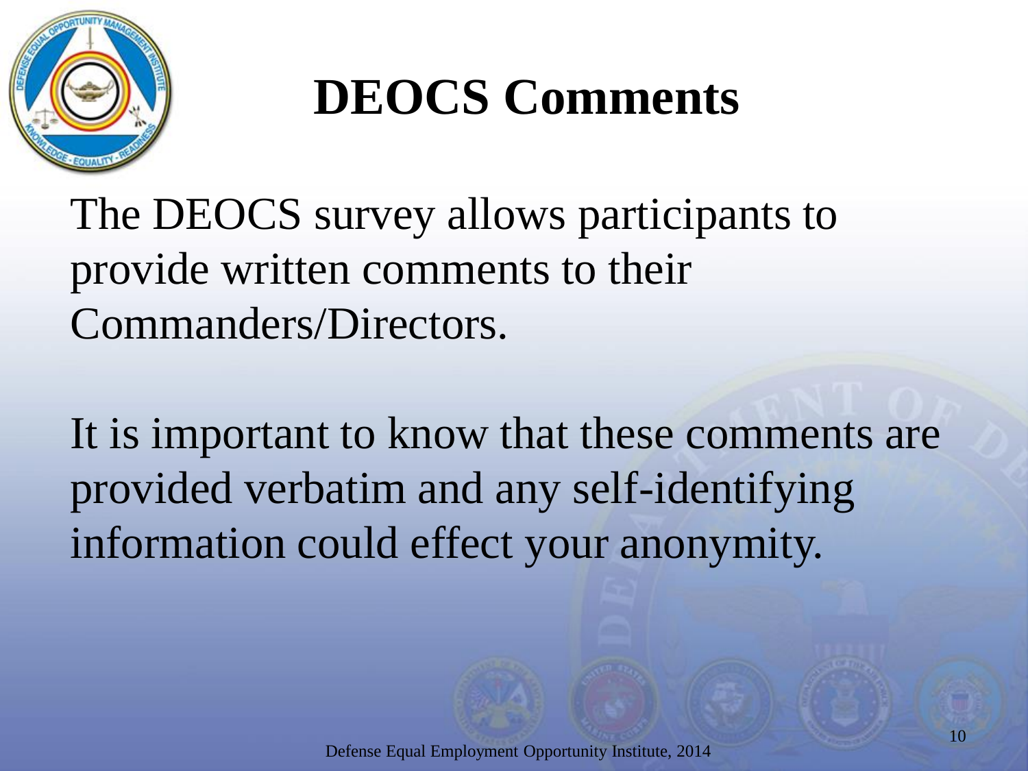# DEOCS Comments

The DEOCS survey allows participants to provide written comments to their Commanders/Directors.

It is important to know that these comments are provided verbatim and any self-identifying information could effect your anonymity.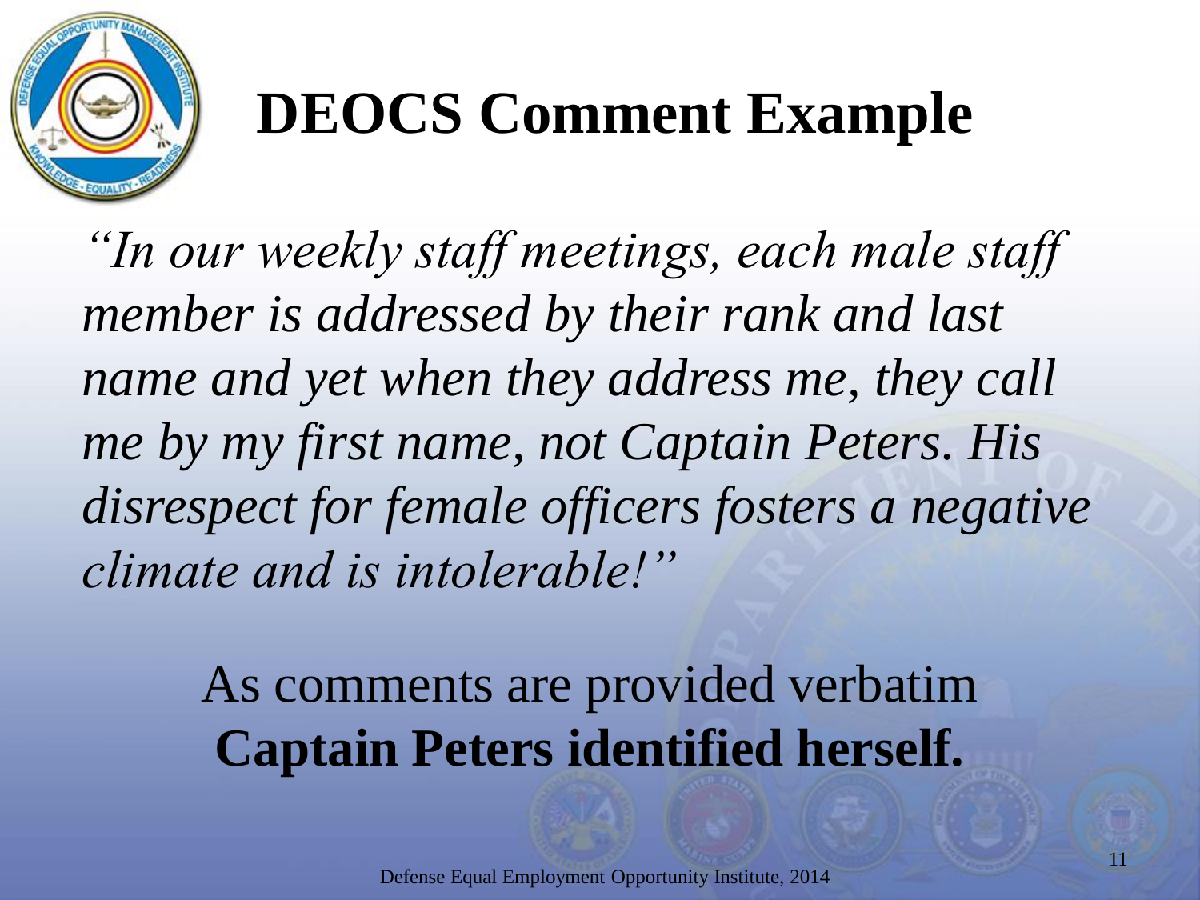# DEOCS Comment Example

*"In our weekly staff meetings, each male staff member is addressed by their rank and last name and yet when they address me, they call me by my first name, not Captain Peters. His disrespect for female officers fosters a negative climate and is intolerable!"*

As comments are provided verbatim **Captain Peters identified herself.**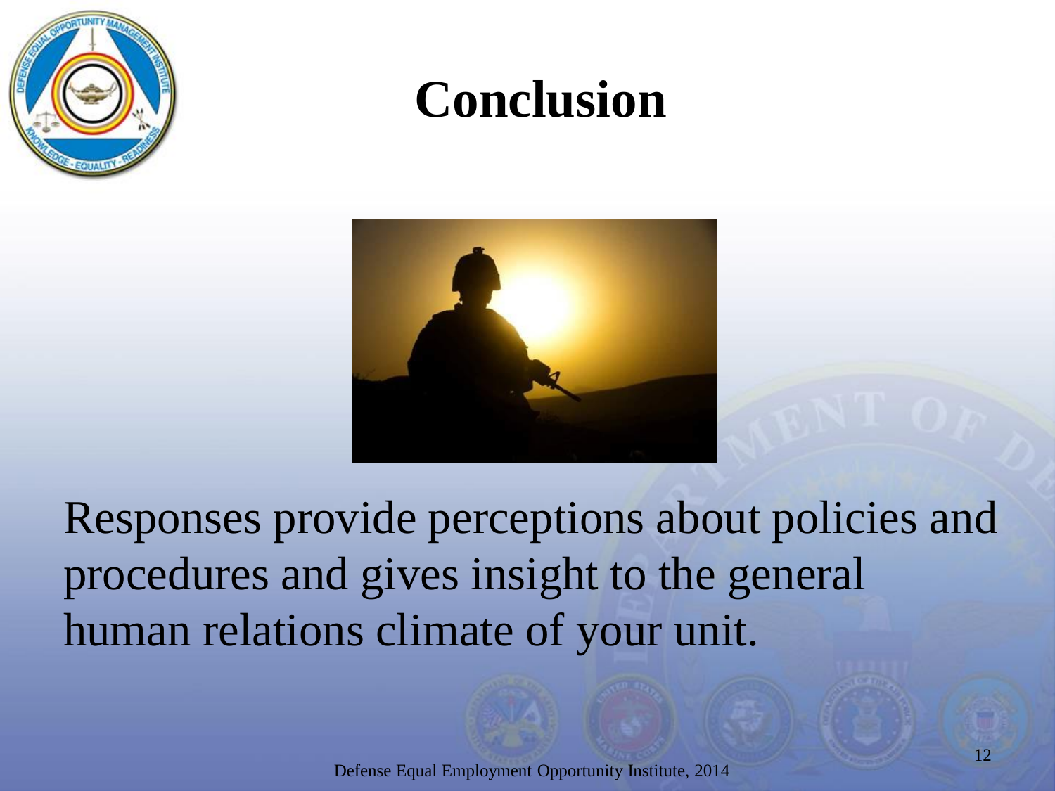# Conclusion

Responses provide perceptions about policies and procedures and gives insight to the general human relations climate of your unit.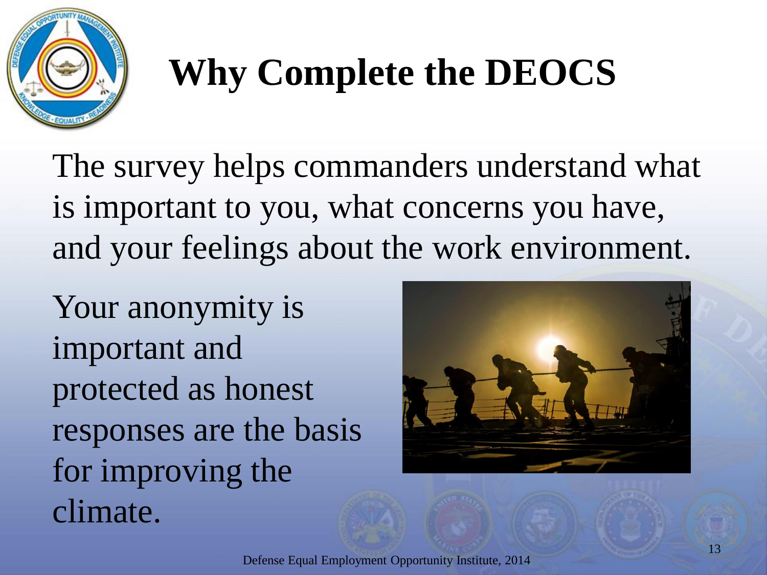# Why Complete the DEOCS

The survey helps commanders understand what is important to you, what concerns you have, and your feelings about the work environment.

Your anonymity is important and protected as honest responses are the basis for improving the climate.

Defense Equal Employment Opportunity Institute, 2014